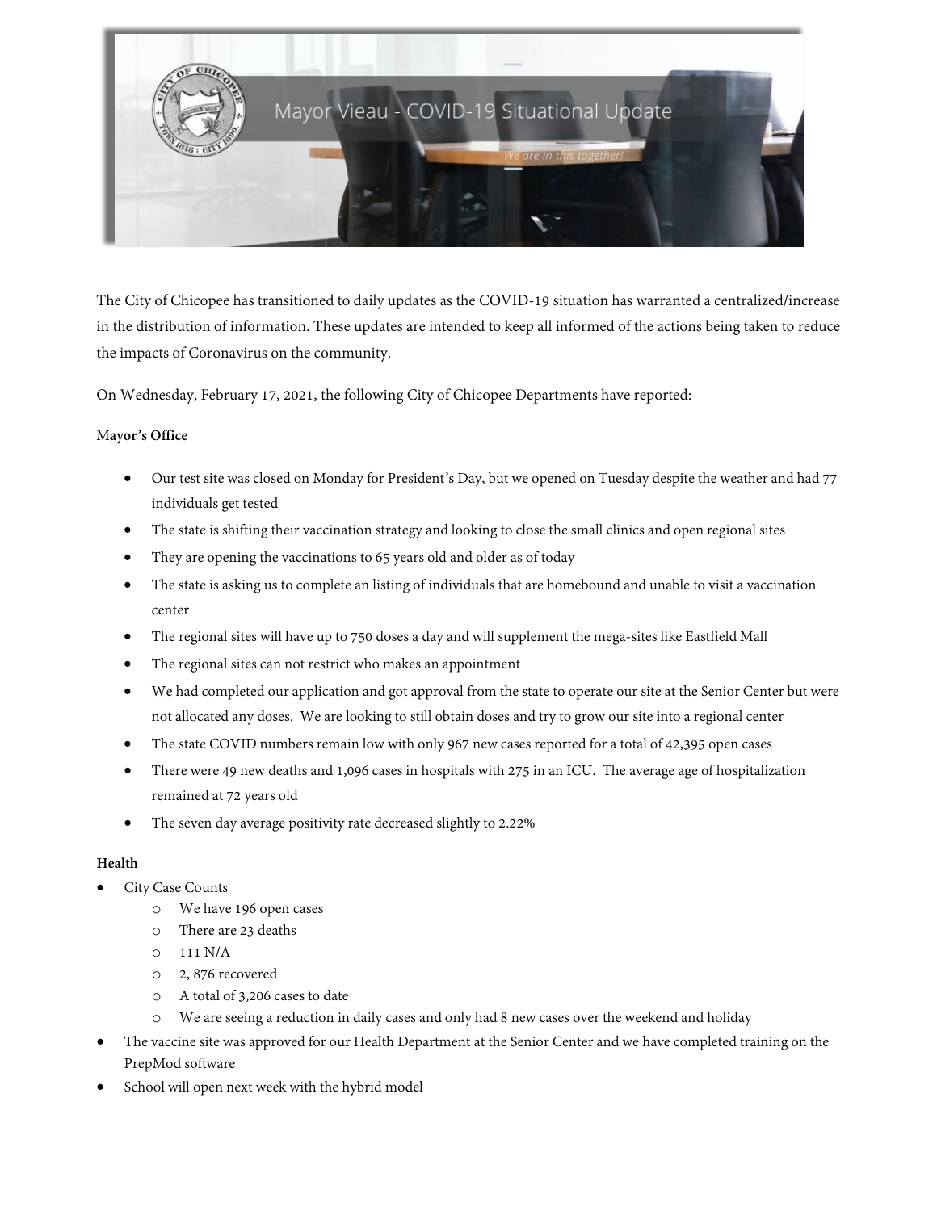The City of Chicopee has transitioned to daily updates as the COVID-19 situation has warranted a centralized/increase in the distribution of information. These updates are intended to keep all informed of the actions being taken to reduce the impacts of Coronavirus on the community.

On Wednesday, February 17, 2021, the following City of Chicopee Departments have reported:

**Mayor's Office**

- Our test site was closed on Monday for President's Day, but we opened on Tuesday despite the weather and had 77 individuals get tested
- The state is shifting their vaccination strategy and looking to close the small clinics and open regional sites
- They are opening the vaccinations to 65 years old and older as of today
- The state is asking us to complete an listing of individuals that are homebound and unable to visit a vaccination center
- The regional sites will have up to 750 doses a day and will supplement the mega-sites like Eastfield Mall
- The regional sites can not restrict who makes an appointment
- We had completed our application and got approval from the state to operate our site at the Senior Center but were not allocated any doses. We are looking to still obtain doses and try to grow our site into a regional center
- The state COVID numbers remain low with only 967 new cases reported for a total of 42,395 open cases
- There were 49 new deaths and 1,096 cases in hospitals with 275 in an ICU. The average age of hospitalization remained at 72 years old
- The seven day average positivity rate decreased slightly to 2.22%

**Health**

- City Case Counts
  - We have 196 open cases
  - There are 23 deaths
  - 111 N/A
  - 2, 876 recovered
  - A total of 3,206 cases to date
  - We are seeing a reduction in daily cases and only had 8 new cases over the weekend and holiday
- The vaccine site was approved for our Health Department at the Senior Center and we have completed training on the PrepMod software
- School will open next week with the hybrid model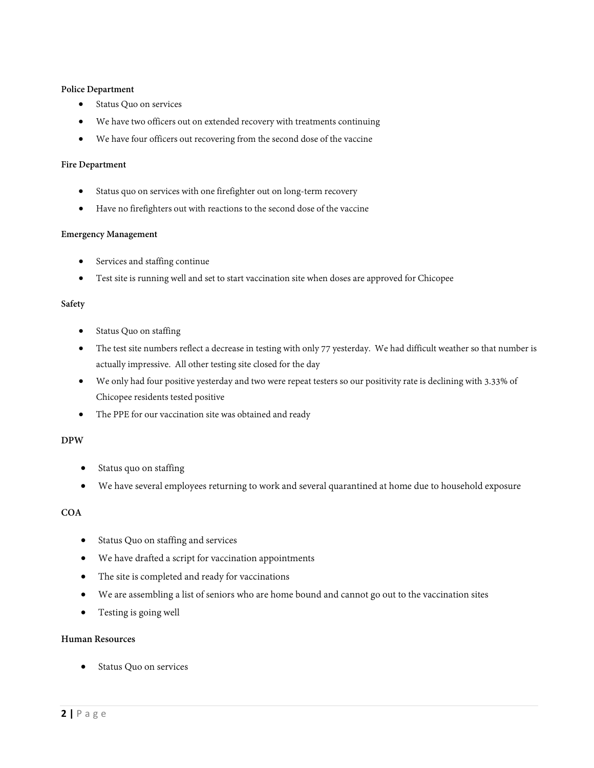**Police Department**

- Status Quo on services
- We have two officers out on extended recovery with treatments continuing
- We have four officers out recovering from the second dose of the vaccine

**Fire Department**

- Status quo on services with one firefighter out on long-term recovery
- Have no firefighters out with reactions to the second dose of the vaccine

**Emergency Management**

- Services and staffing continue
- Test site is running well and set to start vaccination site when doses are approved for Chicopee

**Safety**

- Status Quo on staffing
- The test site numbers reflect a decrease in testing with only 77 yesterday. We had difficult weather so that number is actually impressive. All other testing site closed for the day
- We only had four positive yesterday and two were repeat testers so our positivity rate is declining with 3.33% of Chicopee residents tested positive
- The PPE for our vaccination site was obtained and ready

**DPW**

- Status quo on staffing
- We have several employees returning to work and several quarantined at home due to household exposure

**COA**

- Status Quo on staffing and services
- We have drafted a script for vaccination appointments
- The site is completed and ready for vaccinations
- We are assembling a list of seniors who are home bound and cannot go out to the vaccination sites
- Testing is going well

**Human Resources**

- Status Quo on services